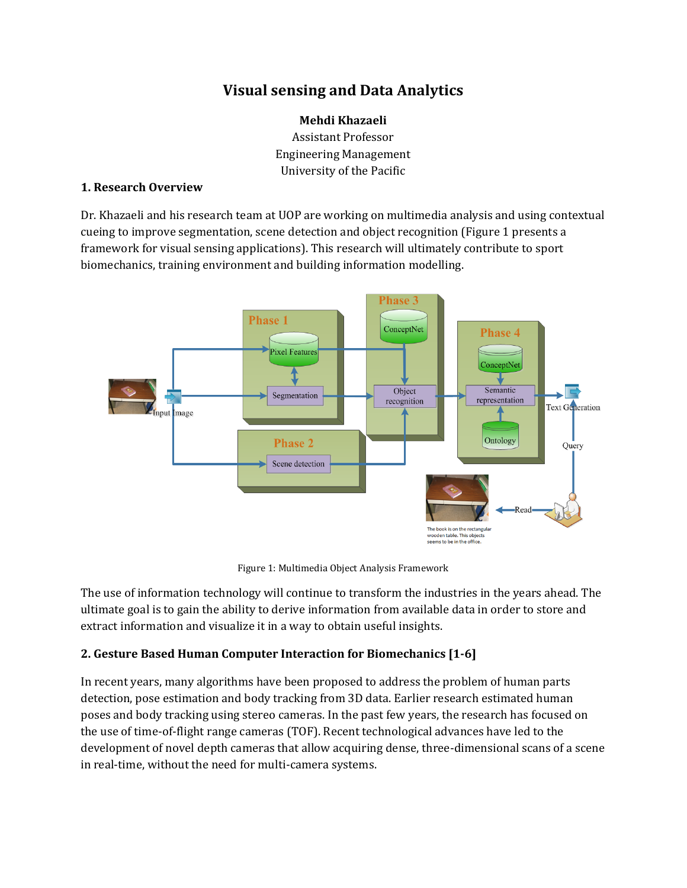# Visual sensing and Data Analytics

**Mehdi Khazaeli**
Assistant Professor
Engineering Management
University of the Pacific

## 1. Research Overview

Dr. Khazaeli and his research team at UOP are working on multimedia analysis and using contextual cueing to improve segmentation, scene detection and object recognition (Figure 1 presents a framework for visual sensing applications). This research will ultimately contribute to sport biomechanics, training environment and building information modelling.

Figure 1: Multimedia Object Analysis Framework

The use of information technology will continue to transform the industries in the years ahead. The ultimate goal is to gain the ability to derive information from available data in order to store and extract information and visualize it in a way to obtain useful insights.

## 2. Gesture Based Human Computer Interaction for Biomechanics [1-6]

In recent years, many algorithms have been proposed to address the problem of human parts detection, pose estimation and body tracking from 3D data. Earlier research estimated human poses and body tracking using stereo cameras. In the past few years, the research has focused on the use of time-of-flight range cameras (TOF). Recent technological advances have led to the development of novel depth cameras that allow acquiring dense, three-dimensional scans of a scene in real-time, without the need for multi-camera systems.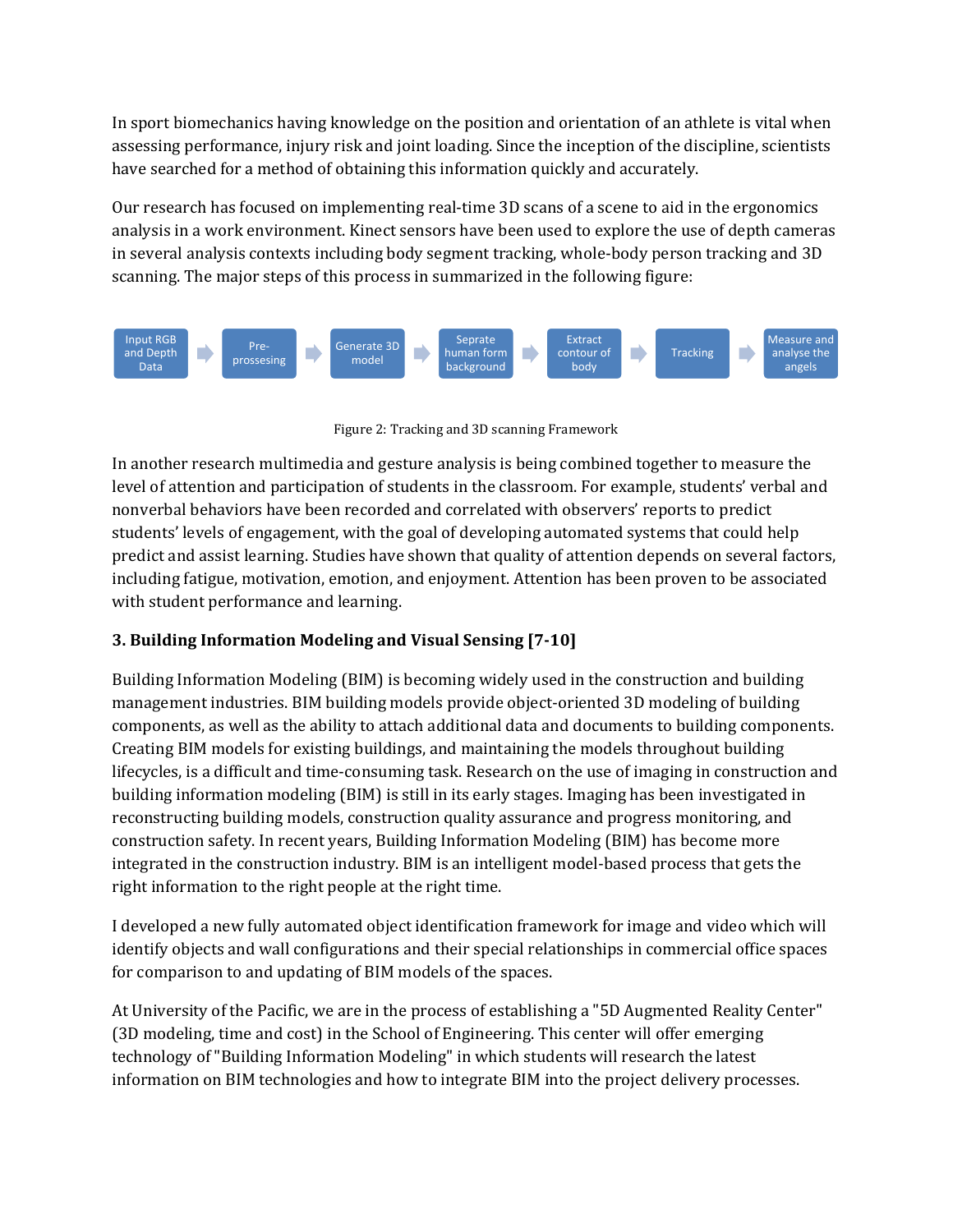In sport biomechanics having knowledge on the position and orientation of an athlete is vital when assessing performance, injury risk and joint loading. Since the inception of the discipline, scientists have searched for a method of obtaining this information quickly and accurately.

Our research has focused on implementing real-time 3D scans of a scene to aid in the ergonomics analysis in a work environment. Kinect sensors have been used to explore the use of depth cameras in several analysis contexts including body segment tracking, whole-body person tracking and 3D scanning. The major steps of this process in summarized in the following figure:

Input RGB and Depth Data → Pre-prossesing → Generate 3D model → Seprate human form background → Extract contour of body → Tracking → Measure and analyse the angels

Figure 2: Tracking and 3D scanning Framework

In another research multimedia and gesture analysis is being combined together to measure the level of attention and participation of students in the classroom. For example, students' verbal and nonverbal behaviors have been recorded and correlated with observers' reports to predict students' levels of engagement, with the goal of developing automated systems that could help predict and assist learning. Studies have shown that quality of attention depends on several factors, including fatigue, motivation, emotion, and enjoyment. Attention has been proven to be associated with student performance and learning.

### 3. Building Information Modeling and Visual Sensing [7-10]

Building Information Modeling (BIM) is becoming widely used in the construction and building management industries. BIM building models provide object-oriented 3D modeling of building components, as well as the ability to attach additional data and documents to building components. Creating BIM models for existing buildings, and maintaining the models throughout building lifecycles, is a difficult and time-consuming task. Research on the use of imaging in construction and building information modeling (BIM) is still in its early stages. Imaging has been investigated in reconstructing building models, construction quality assurance and progress monitoring, and construction safety. In recent years, Building Information Modeling (BIM) has become more integrated in the construction industry. BIM is an intelligent model-based process that gets the right information to the right people at the right time.

I developed a new fully automated object identification framework for image and video which will identify objects and wall configurations and their special relationships in commercial office spaces for comparison to and updating of BIM models of the spaces.

At University of the Pacific, we are in the process of establishing a "5D Augmented Reality Center" (3D modeling, time and cost) in the School of Engineering. This center will offer emerging technology of "Building Information Modeling" in which students will research the latest information on BIM technologies and how to integrate BIM into the project delivery processes.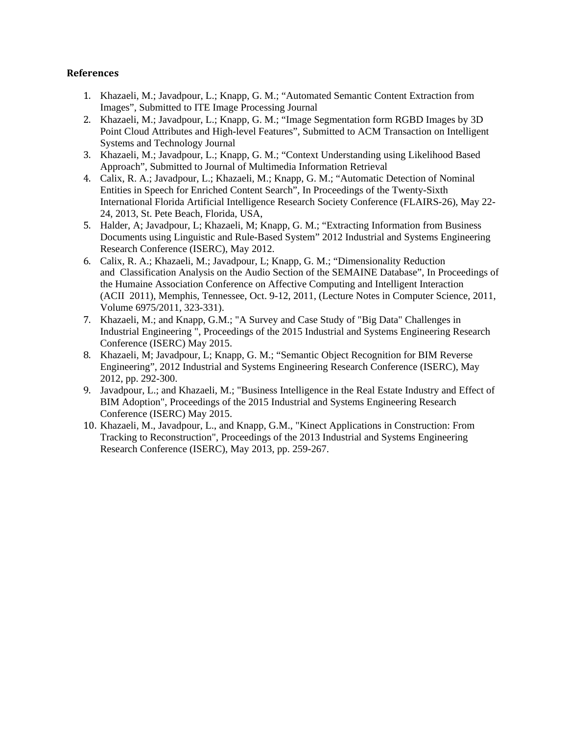**References**

1. Khazaeli, M.; Javadpour, L.; Knapp, G. M.; “Automated Semantic Content Extraction from Images”, Submitted to ITE Image Processing Journal
2. Khazaeli, M.; Javadpour, L.; Knapp, G. M.; “Image Segmentation form RGBD Images by 3D Point Cloud Attributes and High-level Features”, Submitted to ACM Transaction on Intelligent Systems and Technology Journal
3. Khazaeli, M.; Javadpour, L.; Knapp, G. M.; “Context Understanding using Likelihood Based Approach”, Submitted to Journal of Multimedia Information Retrieval
4. Calix, R. A.; Javadpour, L.; Khazaeli, M.; Knapp, G. M.; “Automatic Detection of Nominal Entities in Speech for Enriched Content Search”, In Proceedings of the Twenty-Sixth International Florida Artificial Intelligence Research Society Conference (FLAIRS-26), May 22-24, 2013, St. Pete Beach, Florida, USA,
5. Halder, A; Javadpour, L; Khazaeli, M; Knapp, G. M.; “Extracting Information from Business Documents using Linguistic and Rule-Based System” 2012 Industrial and Systems Engineering Research Conference (ISERC), May 2012.
6. Calix, R. A.; Khazaeli, M.; Javadpour, L; Knapp, G. M.; “Dimensionality Reduction and Classification Analysis on the Audio Section of the SEMAINE Database”, In Proceedings of the Humaine Association Conference on Affective Computing and Intelligent Interaction (ACII 2011), Memphis, Tennessee, Oct. 9-12, 2011, (Lecture Notes in Computer Science, 2011, Volume 6975/2011, 323-331).
7. Khazaeli, M.; and Knapp, G.M.; "A Survey and Case Study of "Big Data" Challenges in Industrial Engineering ", Proceedings of the 2015 Industrial and Systems Engineering Research Conference (ISERC) May 2015.
8. Khazaeli, M; Javadpour, L; Knapp, G. M.; “Semantic Object Recognition for BIM Reverse Engineering”, 2012 Industrial and Systems Engineering Research Conference (ISERC), May 2012, pp. 292-300.
9. Javadpour, L.; and Khazaeli, M.; "Business Intelligence in the Real Estate Industry and Effect of BIM Adoption", Proceedings of the 2015 Industrial and Systems Engineering Research Conference (ISERC) May 2015.
10. Khazaeli, M., Javadpour, L., and Knapp, G.M., "Kinect Applications in Construction: From Tracking to Reconstruction", Proceedings of the 2013 Industrial and Systems Engineering Research Conference (ISERC), May 2013, pp. 259-267.